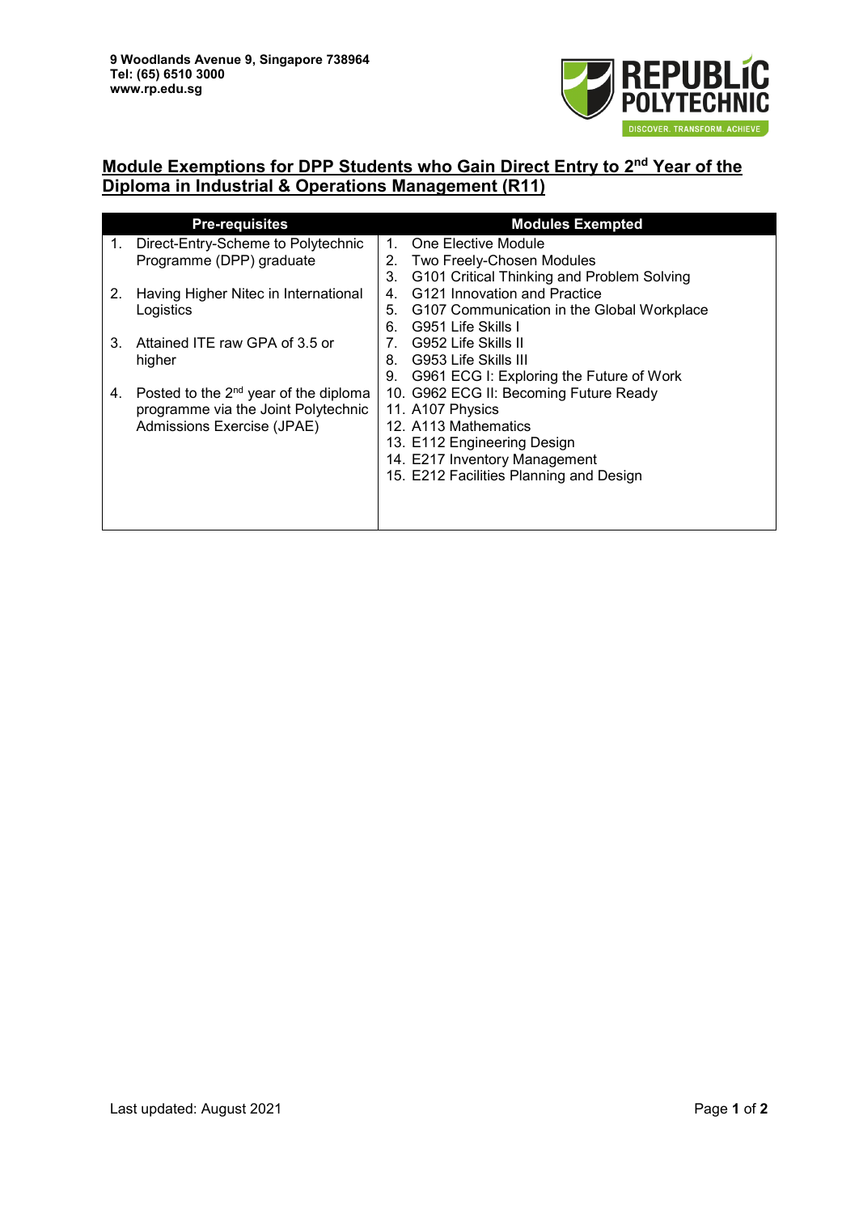9 Woodlands Avenue 9, Singapore 738964
Tel: (65) 6510 3000
www.rp.edu.sg

## Module Exemptions for DPP Students who Gain Direct Entry to 2nd Year of the Diploma in Industrial & Operations Management (R11)

| Pre-requisites | Modules Exempted |
|---|---|
| 1. Direct-Entry-Scheme to Polytechnic Programme (DPP) graduate<br><br>2. Having Higher Nitec in International Logistics<br><br>3. Attained ITE raw GPA of 3.5 or higher<br><br>4. Posted to the 2nd year of the diploma programme via the Joint Polytechnic Admissions Exercise (JPAE) | 1. One Elective Module<br>2. Two Freely-Chosen Modules<br>3. G101 Critical Thinking and Problem Solving<br>4. G121 Innovation and Practice<br>5. G107 Communication in the Global Workplace<br>6. G951 Life Skills I<br>7. G952 Life Skills II<br>8. G953 Life Skills III<br>9. G961 ECG I: Exploring the Future of Work<br>10. G962 ECG II: Becoming Future Ready<br>11. A107 Physics<br>12. A113 Mathematics<br>13. E112 Engineering Design<br>14. E217 Inventory Management<br>15. E212 Facilities Planning and Design |

Last updated: August 2021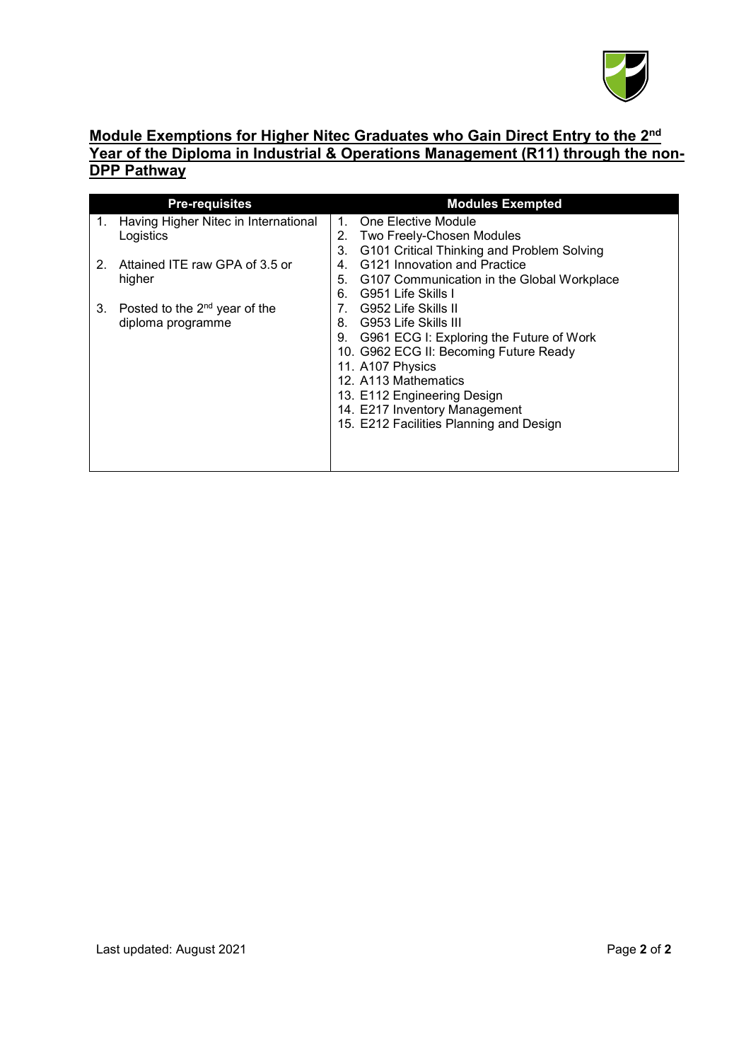## Module Exemptions for Higher Nitec Graduates who Gain Direct Entry to the 2nd Year of the Diploma in Industrial & Operations Management (R11) through the non-DPP Pathway

| Pre-requisites | Modules Exempted |
|---|---|
| 1. Having Higher Nitec in International Logistics<br><br>2. Attained ITE raw GPA of 3.5 or higher<br><br>3. Posted to the 2nd year of the diploma programme | 1. One Elective Module<br>2. Two Freely-Chosen Modules<br>3. G101 Critical Thinking and Problem Solving<br>4. G121 Innovation and Practice<br>5. G107 Communication in the Global Workplace<br>6. G951 Life Skills I<br>7. G952 Life Skills II<br>8. G953 Life Skills III<br>9. G961 ECG I: Exploring the Future of Work<br>10. G962 ECG II: Becoming Future Ready<br>11. A107 Physics<br>12. A113 Mathematics<br>13. E112 Engineering Design<br>14. E217 Inventory Management<br>15. E212 Facilities Planning and Design |

Last updated: August 2021